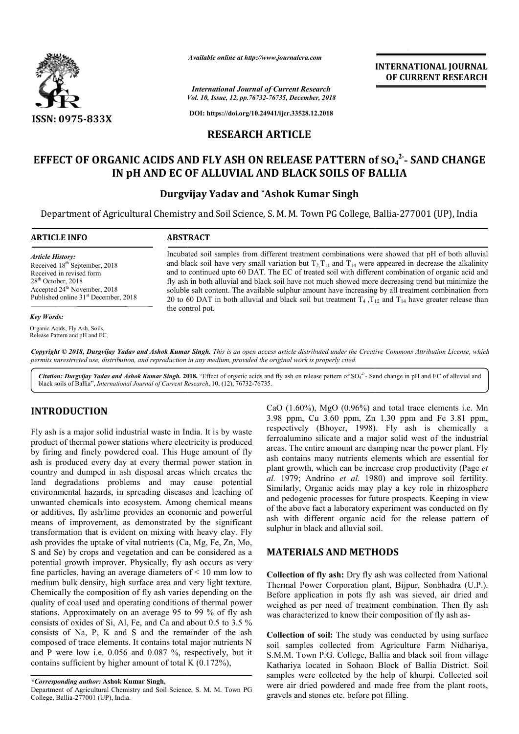# RESEARCH ARTICLE

# EFFECT OF ORGANIC ACIDS AND FLY ASH ON RELEASE PATTERN of $SO_4^{2-}$- SAND CHANGE IN pH AND EC OF ALLUVIAL AND BLACK SOILS OF BALLIA

**Durgvijay Yadav and *Ashok Kumar Singh**

Department of Agricultural Chemistry and Soil Science, S. M. M. Town PG College, Ballia-277001 (UP), India

## ARTICLE INFO

*Article History:*

Received 18th September, 2018
Received in revised form 28th October, 2018
Accepted 24th November, 2018
Published online 31st December, 2018

*Key Words:*

Organic Acids, Fly Ash, Soils, Release Pattern and pH and EC.

## ABSTRACT

Incubated soil samples from different treatment combinations were showed that pH of both alluvial and black soil have very small variation but $T_2$, $T_{11}$ and $T_{14}$ were appeared in decrease the alkalinity and to continued upto 60 DAT. The EC of treated soil with different combination of organic acid and fly ash in both alluvial and black soil have not much showed more decreasing trend but minimize the soluble salt content. The available sulphur amount have increasing by all treatment combination from 20 to 60 DAT in both alluvial and black soil but treatment $T_4$ ,$T_{12}$ and $T_{14}$ have greater release than the control pot.

**Copyright © 2018, Durgvijay Yadav and Ashok Kumar Singh.** *This is an open access article distributed under the Creative Commons Attribution License, which permits unrestricted use, distribution, and reproduction in any medium, provided the original work is properly cited.*

**Citation: Durgvijay Yadav and Ashok Kumar Singh. 2018.** "Effect of organic acids and fly ash on release pattern of $SO_4^{2-}$- Sand change in pH and EC of alluvial and black soils of Ballia", *International Journal of Current Research*, 10, (12), 76732-76735.

## INTRODUCTION

Fly ash is a major solid industrial waste in India. It is by waste product of thermal power stations where electricity is produced by firing and finely powdered coal. This Huge amount of fly ash is produced every day at every thermal power station in country and dumped in ash disposal areas which creates the land degradations problems and may cause potential environmental hazards, in spreading diseases and leaching of unwanted chemicals into ecosystem. Among chemical means or additives, fly ash/lime provides an economic and powerful means of improvement, as demonstrated by the significant transformation that is evident on mixing with heavy clay. Fly ash provides the uptake of vital nutrients (Ca, Mg, Fe, Zn, Mo, S and Se) by crops and vegetation and can be considered as a potential growth improver. Physically, fly ash occurs as very fine particles, having an average diameters of < 10 mm low to medium bulk density, high surface area and very light texture. Chemically the composition of fly ash varies depending on the quality of coal used and operating conditions of thermal power stations. Approximately on an average 95 to 99 % of fly ash consists of oxides of Si, Al, Fe, and Ca and about 0.5 to 3.5 % consists of Na, P, K and S and the remainder of the ash composed of trace elements. It contains total major nutrients N and P were low i.e. 0.056 and 0.087 %, respectively, but it contains sufficient by higher amount of total K (0.172%), CaO (1.60%), MgO (0.96%) and total trace elements i.e. Mn 3.98 ppm, Cu 3.60 ppm, Zn 1.30 ppm and Fe 3.81 ppm, respectively (Bhoyer, 1998). Fly ash is chemically a ferroalumino silicate and a major solid west of the industrial areas. The entire amount are damping near the power plant. Fly ash contains many nutrients elements which are essential for plant growth, which can be increase crop productivity (Page *et al.* 1979; Andrino *et al.* 1980) and improve soil fertility. Similarly, Organic acids may play a key role in rhizosphere and pedogenic processes for future prospects. Keeping in view of the above fact a laboratory experiment was conducted on fly ash with different organic acid for the release pattern of sulphur in black and alluvial soil.

*Corresponding author: Ashok Kumar Singh,
Department of Agricultural Chemistry and Soil Science, S. M. M. Town PG College, Ballia-277001 (UP), India.

## MATERIALS AND METHODS

**Collection of fly ash:** Dry fly ash was collected from National Thermal Power Corporation plant, Bijpur, Sonbhadra (U.P.). Before application in pots fly ash was sieved, air dried and weighed as per need of treatment combination. Then fly ash was characterized to know their composition of fly ash as-

**Collection of soil:** The study was conducted by using surface soil samples collected from Agriculture Farm Nidhariya, S.M.M. Town P.G. College, Ballia and black soil from village Kathariya located in Sohaon Block of Ballia District. Soil samples were collected by the help of khurpi. Collected soil were air dried powdered and made free from the plant roots, gravels and stones etc. before pot filling.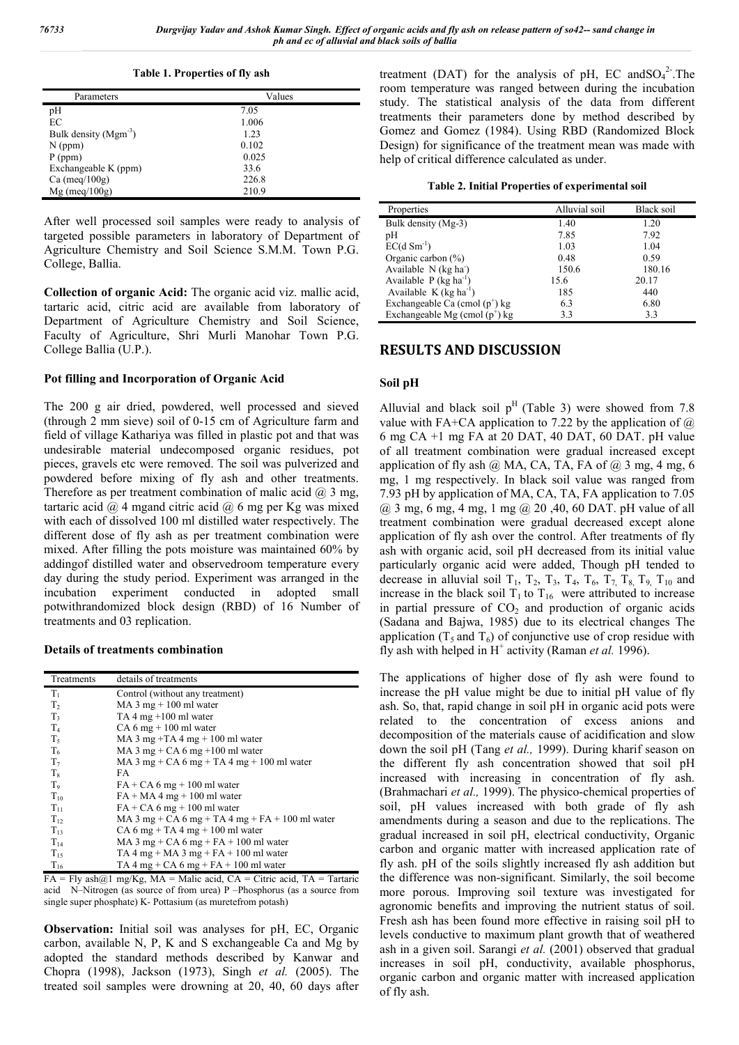**Table 1. Properties of fly ash**

| Parameters | Values |
|---|---|
| pH | 7.05 |
| EC | 1.006 |
| Bulk density ($Mgm^{-3}$) | 1.23 |
| N (ppm) | 0.102 |
| P (ppm) | 0.025 |
| Exchangeable K (ppm) | 33.6 |
| Ca (meq/100g) | 226.8 |
| Mg (meq/100g) | 210.9 |

After well processed soil samples were ready to analysis of targeted possible parameters in laboratory of Department of Agriculture Chemistry and Soil Science S.M.M. Town P.G. College, Ballia.

**Collection of organic Acid:** The organic acid viz. mallic acid, tartaric acid, citric acid are available from laboratory of Department of Agriculture Chemistry and Soil Science, Faculty of Agriculture, Shri Murli Manohar Town P.G. College Ballia (U.P.).

### Pot filling and Incorporation of Organic Acid

The 200 g air dried, powdered, well processed and sieved (through 2 mm sieve) soil of 0-15 cm of Agriculture farm and field of village Kathariya was filled in plastic pot and that was undesirable material undecomposed organic residues, pot pieces, gravels etc were removed. The soil was pulverized and powdered before mixing of fly ash and other treatments. Therefore as per treatment combination of malic acid @ 3 mg, tartaric acid @ 4 mgand citric acid @ 6 mg per Kg was mixed with each of dissolved 100 ml distilled water respectively. The different dose of fly ash as per treatment combination were mixed. After filling the pots moisture was maintained 60% by addingof distilled water and observedroom temperature every day during the study period. Experiment was arranged in the incubation experiment conducted in adopted small potwithrandomized block design (RBD) of 16 Number of treatments and 03 replication.

### Details of treatments combination

| Treatments | details of treatments |
|---|---|
| $T_1$ | Control (without any treatment) |
| $T_2$ | MA 3 mg + 100 ml water |
| $T_3$ | TA 4 mg +100 ml water |
| $T_4$ | CA 6 mg + 100 ml water |
| $T_5$ | MA 3 mg +TA 4 mg + 100 ml water |
| $T_6$ | MA 3 mg + CA 6 mg +100 ml water |
| $T_7$ | MA 3 mg + CA 6 mg + TA 4 mg + 100 ml water |
| $T_8$ | FA |
| $T_9$ | FA + CA 6 mg + 100 ml water |
| $T_{10}$ | FA + MA 4 mg + 100 ml water |
| $T_{11}$ | FA + CA 6 mg + 100 ml water |
| $T_{12}$ | MA 3 mg + CA 6 mg + TA 4 mg + FA + 100 ml water |
| $T_{13}$ | CA 6 mg + TA 4 mg + 100 ml water |
| $T_{14}$ | MA 3 mg + CA 6 mg + FA + 100 ml water |
| $T_{15}$ | TA 4 mg + MA 3 mg + FA + 100 ml water |
| $T_{16}$ | TA 4 mg + CA 6 mg + FA + 100 ml water |

FA = Fly ash@1 mg/Kg, MA = Malic acid, CA = Citric acid, TA = Tartaric acid N–Nitrogen (as source of from urea) P –Phosphorus (as a source from single super phosphate) K- Pottasium (as muretefrom potash)

**Observation:** Initial soil was analyses for pH, EC, Organic carbon, available N, P, K and S exchangeable Ca and Mg by adopted the standard methods described by Kanwar and Chopra (1998), Jackson (1973), Singh *et al.* (2005). The treated soil samples were drowning at 20, 40, 60 days after treatment (DAT) for the analysis of pH, EC and$SO_4^{2-}$.The room temperature was ranged between during the incubation study. The statistical analysis of the data from different treatments their parameters done by method described by Gomez and Gomez (1984). Using RBD (Randomized Block Design) for significance of the treatment mean was made with help of critical difference calculated as under.

**Table 2. Initial Properties of experimental soil**

| Properties | Alluvial soil | Black soil |
|---|---|---|
| Bulk density (Mg-3) | 1.40 | 1.20 |
| pH | 7.85 | 7.92 |
| EC(d $Sm^{-1}$) | 1.03 | 1.04 |
| Organic carbon (%) | 0.48 | 0.59 |
| Available N (kg ha) | 150.6 | 180.16 |
| Available P (kg $ha^{-1}$) | 15.6 | 20.17 |
| Available K (kg $ha^{-1}$) | 185 | 440 |
| Exchangeable Ca (cmol ($p^+$) kg | 6.3 | 6.80 |
| Exchangeable Mg (cmol ($p^+$) kg | 3.3 | 3.3 |

## RESULTS AND DISCUSSION

### Soil pH

Alluvial and black soil $p^H$ (Table 3) were showed from 7.8 value with FA+CA application to 7.22 by the application of @ 6 mg CA +1 mg FA at 20 DAT, 40 DAT, 60 DAT. pH value of all treatment combination were gradual increased except application of fly ash @ MA, CA, TA, FA of @ 3 mg, 4 mg, 6 mg, 1 mg respectively. In black soil value was ranged from 7.93 pH by application of MA, CA, TA, FA application to 7.05 @ 3 mg, 6 mg, 4 mg, 1 mg @ 20 ,40, 60 DAT. pH value of all treatment combination were gradual decreased except alone application of fly ash over the control. After treatments of fly ash with organic acid, soil pH decreased from its initial value particularly organic acid were added, Though pH tended to decrease in alluvial soil $T_1$, $T_2$, $T_3$, $T_4$, $T_6$, $T_7$, $T_8$, $T_9$, $T_{10}$ and increase in the black soil $T_1$ to $T_{16}$ were attributed to increase in partial pressure of $CO_2$ and production of organic acids (Sadana and Bajwa, 1985) due to its electrical changes The application ($T_5$ and $T_6$) of conjunctive use of crop residue with fly ash with helped in $H^+$ activity (Raman *et al.* 1996).

The applications of higher dose of fly ash were found to increase the pH value might be due to initial pH value of fly ash. So, that, rapid change in soil pH in organic acid pots were related to the concentration of excess anions and decomposition of the materials cause of acidification and slow down the soil pH (Tang *et al.,* 1999). During kharif season on the different fly ash concentration showed that soil pH increased with increasing in concentration of fly ash. (Brahmachari *et al.,* 1999). The physico-chemical properties of soil, pH values increased with both grade of fly ash amendments during a season and due to the replications. The gradual increased in soil pH, electrical conductivity, Organic carbon and organic matter with increased application rate of fly ash. pH of the soils slightly increased fly ash addition but the difference was non-significant. Similarly, the soil become more porous. Improving soil texture was investigated for agronomic benefits and improving the nutrient status of soil. Fresh ash has been found more effective in raising soil pH to levels conductive to maximum plant growth that of weathered ash in a given soil. Sarangi *et al.* (2001) observed that gradual increases in soil pH, conductivity, available phosphorus, organic carbon and organic matter with increased application of fly ash.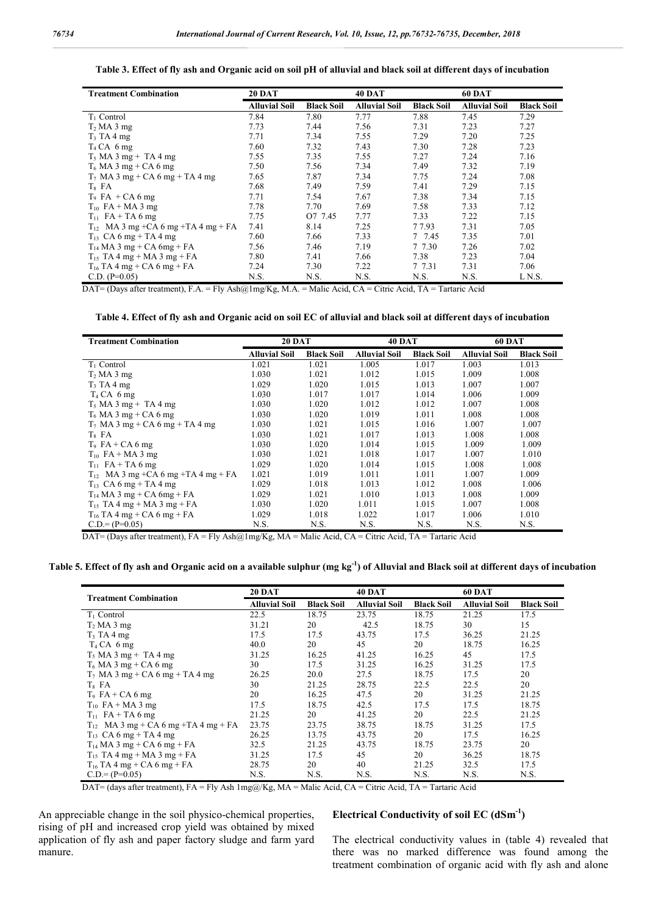**Table 3. Effect of fly ash and Organic acid on soil pH of alluvial and black soil at different days of incubation**

| Treatment Combination | 20 DAT | | 40 DAT | | 60 DAT | |
|---|---|---|---|---|---|---|
| | Alluvial Soil | Black Soil | Alluvial Soil | Black Soil | Alluvial Soil | Black Soil |
| $T_1$ Control | 7.84 | 7.80 | 7.77 | 7.88 | 7.45 | 7.29 |
| $T_2$ MA 3 mg | 7.73 | 7.44 | 7.56 | 7.31 | 7.23 | 7.27 |
| $T_3$ TA 4 mg | 7.71 | 7.34 | 7.55 | 7.29 | 7.20 | 7.25 |
| $T_4$ CA 6 mg | 7.60 | 7.32 | 7.43 | 7.30 | 7.28 | 7.23 |
| $T_5$ MA 3 mg + TA 4 mg | 7.55 | 7.35 | 7.55 | 7.27 | 7.24 | 7.16 |
| $T_6$ MA 3 mg + CA 6 mg | 7.50 | 7.56 | 7.34 | 7.49 | 7.32 | 7.19 |
| $T_7$ MA 3 mg + CA 6 mg + TA 4 mg | 7.65 | 7.87 | 7.34 | 7.75 | 7.24 | 7.08 |
| $T_8$ FA | 7.68 | 7.49 | 7.59 | 7.41 | 7.29 | 7.15 |
| $T_9$ FA + CA 6 mg | 7.71 | 7.54 | 7.67 | 7.38 | 7.34 | 7.15 |
| $T_{10}$ FA + MA 3 mg | 7.78 | 7.70 | 7.69 | 7.58 | 7.33 | 7.12 |
| $T_{11}$ FA + TA 6 mg | 7.75 | O7 7.45 | 7.77 | 7.33 | 7.22 | 7.15 |
| $T_{12}$ MA 3 mg +CA 6 mg +TA 4 mg + FA | 7.41 | 8.14 | 7.25 | 7 7.93 | 7.31 | 7.05 |
| $T_{13}$ CA 6 mg + TA 4 mg | 7.60 | 7.66 | 7.33 | 7 7.45 | 7.35 | 7.01 |
| $T_{14}$ MA 3 mg + CA 6mg + FA | 7.56 | 7.46 | 7.19 | 7 7.30 | 7.26 | 7.02 |
| $T_{15}$ TA 4 mg + MA 3 mg + FA | 7.80 | 7.41 | 7.66 | 7.38 | 7.23 | 7.04 |
| $T_{16}$ TA 4 mg + CA 6 mg + FA | 7.24 | 7.30 | 7.22 | 7 7.31 | 7.31 | 7.06 |
| C.D. (P=0.05) | N.S. | N.S. | N.S. | N.S. | N.S. | L N.S. |

DAT= (Days after treatment), F.A. = Fly Ash@1mg/Kg, M.A. = Malic Acid, CA = Citric Acid, TA = Tartaric Acid

**Table 4. Effect of fly ash and Organic acid on soil EC of alluvial and black soil at different days of incubation**

| Treatment Combination | 20 DAT | | 40 DAT | | 60 DAT | |
|---|---|---|---|---|---|---|
| | Alluvial Soil | Black Soil | Alluvial Soil | Black Soil | Alluvial Soil | Black Soil |
| $T_1$ Control | 1.021 | 1.021 | 1.005 | 1.017 | 1.003 | 1.013 |
| $T_2$ MA 3 mg | 1.030 | 1.021 | 1.012 | 1.015 | 1.009 | 1.008 |
| $T_3$ TA 4 mg | 1.029 | 1.020 | 1.015 | 1.013 | 1.007 | 1.007 |
| $T_4$ CA 6 mg | 1.030 | 1.017 | 1.017 | 1.014 | 1.006 | 1.009 |
| $T_5$ MA 3 mg + TA 4 mg | 1.030 | 1.020 | 1.012 | 1.012 | 1.007 | 1.008 |
| $T_6$ MA 3 mg + CA 6 mg | 1.030 | 1.020 | 1.019 | 1.011 | 1.008 | 1.008 |
| $T_7$ MA 3 mg + CA 6 mg + TA 4 mg | 1.030 | 1.021 | 1.015 | 1.016 | 1.007 | 1.007 |
| $T_8$ FA | 1.030 | 1.021 | 1.017 | 1.013 | 1.008 | 1.008 |
| $T_9$ FA + CA 6 mg | 1.030 | 1.020 | 1.014 | 1.015 | 1.009 | 1.009 |
| $T_{10}$ FA + MA 3 mg | 1.030 | 1.021 | 1.018 | 1.017 | 1.007 | 1.010 |
| $T_{11}$ FA + TA 6 mg | 1.029 | 1.020 | 1.014 | 1.015 | 1.008 | 1.008 |
| $T_{12}$ MA 3 mg +CA 6 mg +TA 4 mg + FA | 1.021 | 1.019 | 1.011 | 1.011 | 1.007 | 1.009 |
| $T_{13}$ CA 6 mg + TA 4 mg | 1.029 | 1.018 | 1.013 | 1.012 | 1.008 | 1.006 |
| $T_{14}$ MA 3 mg + CA 6mg + FA | 1.029 | 1.021 | 1.010 | 1.013 | 1.008 | 1.009 |
| $T_{15}$ TA 4 mg + MA 3 mg + FA | 1.030 | 1.020 | 1.011 | 1.015 | 1.007 | 1.008 |
| $T_{16}$ TA 4 mg + CA 6 mg + FA | 1.029 | 1.018 | 1.022 | 1.017 | 1.006 | 1.010 |
| C.D.= (P=0.05) | N.S. | N.S. | N.S. | N.S. | N.S. | N.S. |

DAT= (Days after treatment), FA = Fly Ash@1mg/Kg, MA = Malic Acid, CA = Citric Acid, TA = Tartaric Acid

**Table 5. Effect of fly ash and Organic acid on a available sulphur (mg $kg^{-1}$) of Alluvial and Black soil at different days of incubation**

| Treatment Combination | 20 DAT | | 40 DAT | | 60 DAT | |
|---|---|---|---|---|---|---|
| | Alluvial Soil | Black Soil | Alluvial Soil | Black Soil | Alluvial Soil | Black Soil |
| $T_1$ Control | 22.5 | 18.75 | 23.75 | 18.75 | 21.25 | 17.5 |
| $T_2$ MA 3 mg | 31.21 | 20 | 42.5 | 18.75 | 30 | 15 |
| $T_3$ TA 4 mg | 17.5 | 17.5 | 43.75 | 17.5 | 36.25 | 21.25 |
| $T_4$ CA 6 mg | 40.0 | 20 | 45 | 20 | 18.75 | 16.25 |
| $T_5$ MA 3 mg + TA 4 mg | 31.25 | 16.25 | 41.25 | 16.25 | 45 | 17.5 |
| $T_6$ MA 3 mg + CA 6 mg | 30 | 17.5 | 31.25 | 16.25 | 31.25 | 17.5 |
| $T_7$ MA 3 mg + CA 6 mg + TA 4 mg | 26.25 | 20.0 | 27.5 | 18.75 | 17.5 | 20 |
| $T_8$ FA | 30 | 21.25 | 28.75 | 22.5 | 22.5 | 20 |
| $T_9$ FA + CA 6 mg | 20 | 16.25 | 47.5 | 20 | 31.25 | 21.25 |
| $T_{10}$ FA + MA 3 mg | 17.5 | 18.75 | 42.5 | 17.5 | 17.5 | 18.75 |
| $T_{11}$ FA + TA 6 mg | 21.25 | 20 | 41.25 | 20 | 22.5 | 21.25 |
| $T_{12}$ MA 3 mg + CA 6 mg +TA 4 mg + FA | 23.75 | 23.75 | 38.75 | 18.75 | 31.25 | 17.5 |
| $T_{13}$ CA 6 mg + TA 4 mg | 26.25 | 13.75 | 43.75 | 20 | 17.5 | 16.25 |
| $T_{14}$ MA 3 mg + CA 6 mg + FA | 32.5 | 21.25 | 43.75 | 18.75 | 23.75 | 20 |
| $T_{15}$ TA 4 mg + MA 3 mg + FA | 31.25 | 17.5 | 45 | 20 | 36.25 | 18.75 |
| $T_{16}$ TA 4 mg + CA 6 mg + FA | 28.75 | 20 | 40 | 21.25 | 32.5 | 17.5 |
| C.D.= (P=0.05) | N.S. | N.S. | N.S. | N.S. | N.S. | N.S. |

DAT= (days after treatment), FA = Fly Ash 1mg@/Kg, MA = Malic Acid, CA = Citric Acid, TA = Tartaric Acid

An appreciable change in the soil physico-chemical properties, rising of pH and increased crop yield was obtained by mixed application of fly ash and paper factory sludge and farm yard manure.

### Electrical Conductivity of soil EC ($dSm^{-1}$)

The electrical conductivity values in (table 4) revealed that there was no marked difference was found among the treatment combination of organic acid with fly ash and alone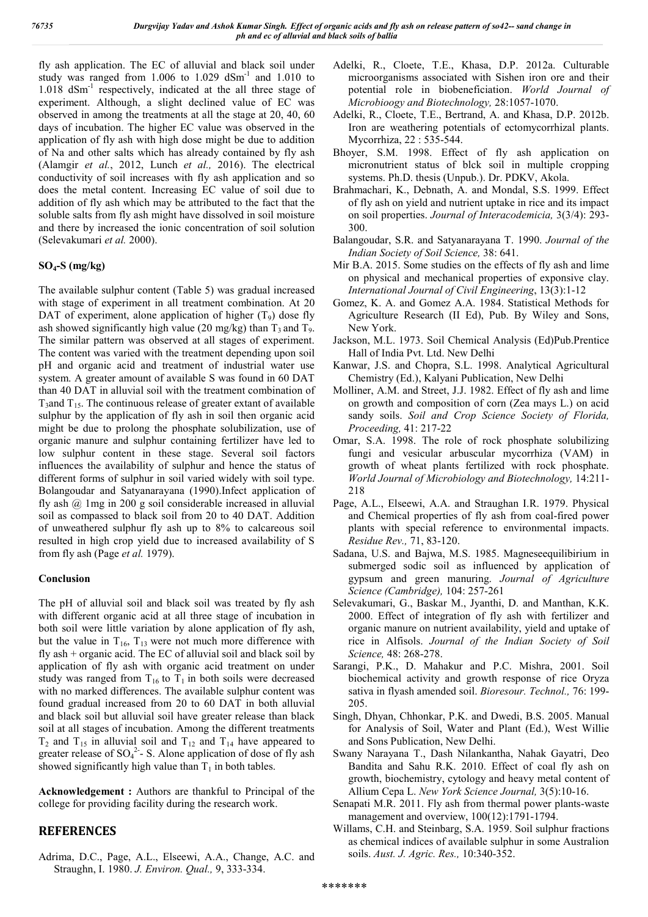fly ash application. The EC of alluvial and black soil under study was ranged from 1.006 to 1.029 $dSm^{-1}$ and 1.010 to 1.018 $dSm^{-1}$ respectively, indicated at the all three stage of experiment. Although, a slight declined value of EC was observed in among the treatments at all the stage at 20, 40, 60 days of incubation. The higher EC value was observed in the application of fly ash with high dose might be due to addition of Na and other salts which has already contained by fly ash (Alamgir *et al.*, 2012, Lunch *et al.,* 2016). The electrical conductivity of soil increases with fly ash application and so does the metal content. Increasing EC value of soil due to addition of fly ash which may be attributed to the fact that the soluble salts from fly ash might have dissolved in soil moisture and there by increased the ionic concentration of soil solution (Selevakumari *et al.* 2000).

### $SO_4$-S (mg/kg)

The available sulphur content (Table 5) was gradual increased with stage of experiment in all treatment combination. At 20 DAT of experiment, alone application of higher ($T_9$) dose fly ash showed significantly high value (20 mg/kg) than $T_3$ and $T_9$. The similar pattern was observed at all stages of experiment. The content was varied with the treatment depending upon soil pH and organic acid and treatment of industrial water use system. A greater amount of available S was found in 60 DAT than 40 DAT in alluvial soil with the treatment combination of $T_3$and $T_{15}$. The continuous release of greater extant of available sulphur by the application of fly ash in soil then organic acid might be due to prolong the phosphate solubilization, use of organic manure and sulphur containing fertilizer have led to low sulphur content in these stage. Several soil factors influences the availability of sulphur and hence the status of different forms of sulphur in soil varied widely with soil type. Bolangoudar and Satyanarayana (1990).Infect application of fly ash @ 1mg in 200 g soil considerable increased in alluvial soil as compassed to black soil from 20 to 40 DAT. Addition of unweathered sulphur fly ash up to 8% to calcareous soil resulted in high crop yield due to increased availability of S from fly ash (Page *et al.* 1979).

### Conclusion

The pH of alluvial soil and black soil was treated by fly ash with different organic acid at all three stage of incubation in both soil were little variation by alone application of fly ash, but the value in $T_{16}$, $T_{13}$ were not much more difference with fly ash + organic acid. The EC of alluvial soil and black soil by application of fly ash with organic acid treatment on under study was ranged from $T_{16}$ to $T_1$ in both soils were decreased with no marked differences. The available sulphur content was found gradual increased from 20 to 60 DAT in both alluvial and black soil but alluvial soil have greater release than black soil at all stages of incubation. Among the different treatments $T_2$ and $T_{15}$ in alluvial soil and $T_{12}$ and $T_{14}$ have appeared to greater release of $SO_4^{2-}$- S. Alone application of dose of fly ash showed significantly high value than $T_1$ in both tables.

**Acknowledgement :** Authors are thankful to Principal of the college for providing facility during the research work.

## REFERENCES

Adrima, D.C., Page, A.L., Elseewi, A.A., Change, A.C. and Straughn, I. 1980. *J. Environ. Qual.,* 9, 333-334.

Adelki, R., Cloete, T.E., Khasa, D.P. 2012a. Culturable microorganisms associated with Sishen iron ore and their potential role in biobeneficiation. *World Journal of Microbioogy and Biotechnology,* 28:1057-1070.

Adelki, R., Cloete, T.E., Bertrand, A. and Khasa, D.P. 2012b. Iron are weathering potentials of ectomycorrhizal plants. Mycorrhiza, 22 : 535-544.

Bhoyer, S.M. 1998. Effect of fly ash application on micronutrient status of blck soil in multiple cropping systems. Ph.D. thesis (Unpub.). Dr. PDKV, Akola.

Brahmachari, K., Debnath, A. and Mondal, S.S. 1999. Effect of fly ash on yield and nutrient uptake in rice and its impact on soil properties. *Journal of Interacodemicia,* 3(3/4): 293-300.

Balangoudar, S.R. and Satyanarayana T. 1990. *Journal of the Indian Society of Soil Science,* 38: 641.

Mir B.A. 2015. Some studies on the effects of fly ash and lime on physical and mechanical properties of exponsive clay. *International Journal of Civil Engineering*, 13(3):1-12

Gomez, K. A. and Gomez A.A. 1984. Statistical Methods for Agriculture Research (II Ed), Pub. By Wiley and Sons, New York.

Jackson, M.L. 1973. Soil Chemical Analysis (Ed)Pub.Prentice Hall of India Pvt. Ltd. New Delhi

Kanwar, J.S. and Chopra, S.L. 1998. Analytical Agricultural Chemistry (Ed.), Kalyani Publication, New Delhi

Molliner, A.M. and Street, J.J. 1982. Effect of fly ash and lime on growth and composition of corn (Zea mays L.) on acid sandy soils. *Soil and Crop Science Society of Florida, Proceeding,* 41: 217-22

Omar, S.A. 1998. The role of rock phosphate solubilizing fungi and vesicular arbuscular mycorrhiza (VAM) in growth of wheat plants fertilized with rock phosphate. *World Journal of Microbiology and Biotechnology,* 14:211-218

Page, A.L., Elseewi, A.A. and Straughan I.R. 1979. Physical and Chemical properties of fly ash from coal-fired power plants with special reference to environmental impacts. *Residue Rev.,* 71, 83-120.

Sadana, U.S. and Bajwa, M.S. 1985. Magneseequilibirium in submerged sodic soil as influenced by application of gypsum and green manuring. *Journal of Agriculture Science (Cambridge),* 104: 257-261

Selevakumari, G., Baskar M., Jyanthi, D. and Manthan, K.K. 2000. Effect of integration of fly ash with fertilizer and organic manure on nutrient availability, yield and uptake of rice in Alfisols. *Journal of the Indian Society of Soil Science,* 48: 268-278.

Sarangi, P.K., D. Mahakur and P.C. Mishra, 2001. Soil biochemical activity and growth response of rice Oryza sativa in flyash amended soil. *Bioresour. Technol.,* 76: 199-205.

Singh, Dhyan, Chhonkar, P.K. and Dwedi, B.S. 2005. Manual for Analysis of Soil, Water and Plant (Ed.), West Willie and Sons Publication, New Delhi.

Swany Narayana T., Dash Nilankantha, Nahak Gayatri, Deo Bandita and Sahu R.K. 2010. Effect of coal fly ash on growth, biochemistry, cytology and heavy metal content of Allium Cepa L. *New York Science Journal,* 3(5):10-16.

Senapati M.R. 2011. Fly ash from thermal power plants-waste management and overview, 100(12):1791-1794.

Willams, C.H. and Steinbarg, S.A. 1959. Soil sulphur fractions as chemical indices of available sulphur in some Australion soils. *Aust. J. Agric. Res.,* 10:340-352.

*******